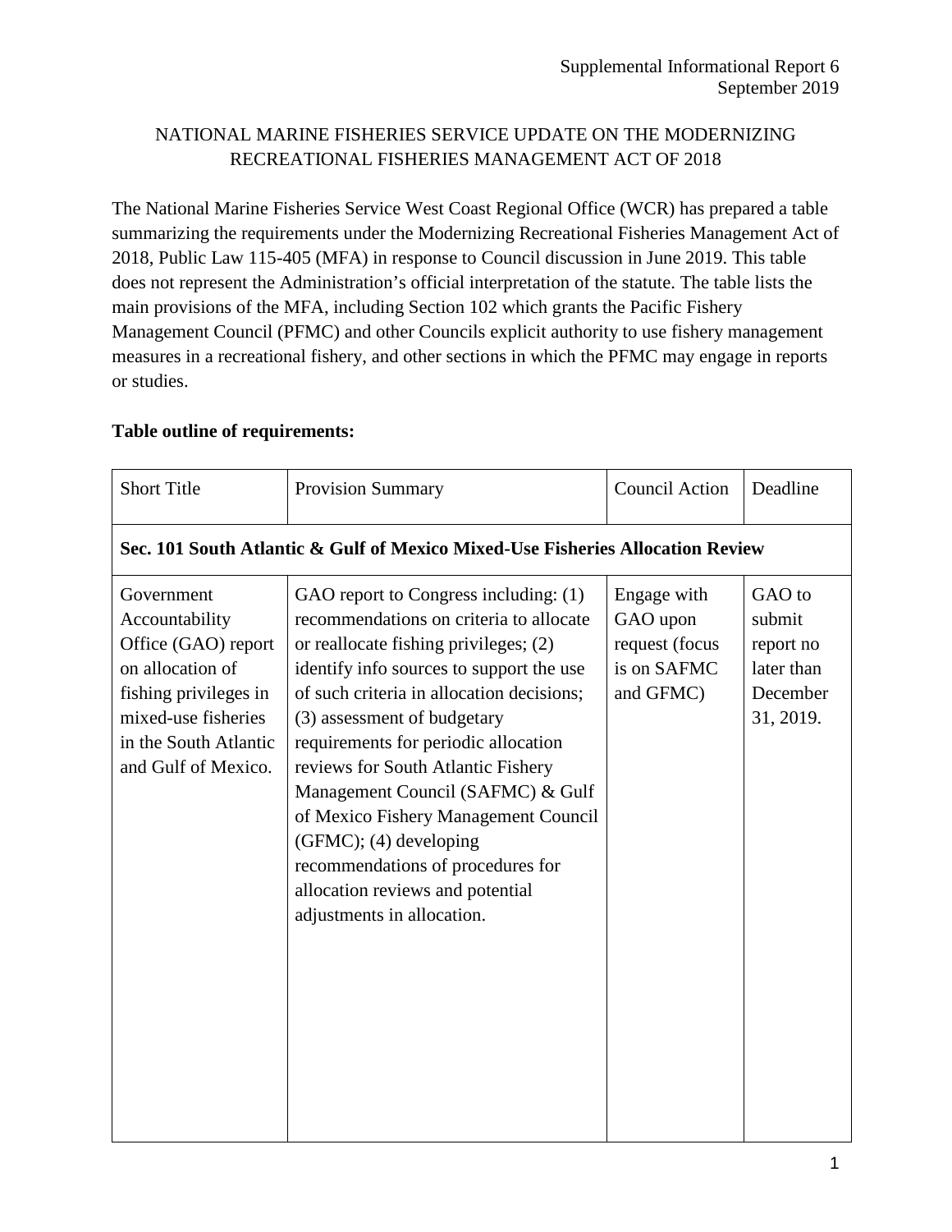Supplemental Informational Report 6
September 2019

# NATIONAL MARINE FISHERIES SERVICE UPDATE ON THE MODERNIZING RECREATIONAL FISHERIES MANAGEMENT ACT OF 2018

The National Marine Fisheries Service West Coast Regional Office (WCR) has prepared a table summarizing the requirements under the Modernizing Recreational Fisheries Management Act of 2018, Public Law 115-405 (MFA) in response to Council discussion in June 2019. This table does not represent the Administration's official interpretation of the statute. The table lists the main provisions of the MFA, including Section 102 which grants the Pacific Fishery Management Council (PFMC) and other Councils explicit authority to use fishery management measures in a recreational fishery, and other sections in which the PFMC may engage in reports or studies.

**Table outline of requirements:**

| Short Title | Provision Summary | Council Action | Deadline |
|---|---|---|---|
| **Sec. 101 South Atlantic & Gulf of Mexico Mixed-Use Fisheries Allocation Review** | | | |
| Government Accountability Office (GAO) report on allocation of fishing privileges in mixed-use fisheries in the South Atlantic and Gulf of Mexico. | GAO report to Congress including: (1) recommendations on criteria to allocate or reallocate fishing privileges; (2) identify info sources to support the use of such criteria in allocation decisions; (3) assessment of budgetary requirements for periodic allocation reviews for South Atlantic Fishery Management Council (SAFMC) & Gulf of Mexico Fishery Management Council (GFMC); (4) developing recommendations of procedures for allocation reviews and potential adjustments in allocation. | Engage with GAO upon request (focus is on SAFMC and GFMC) | GAO to submit report no later than December 31, 2019. |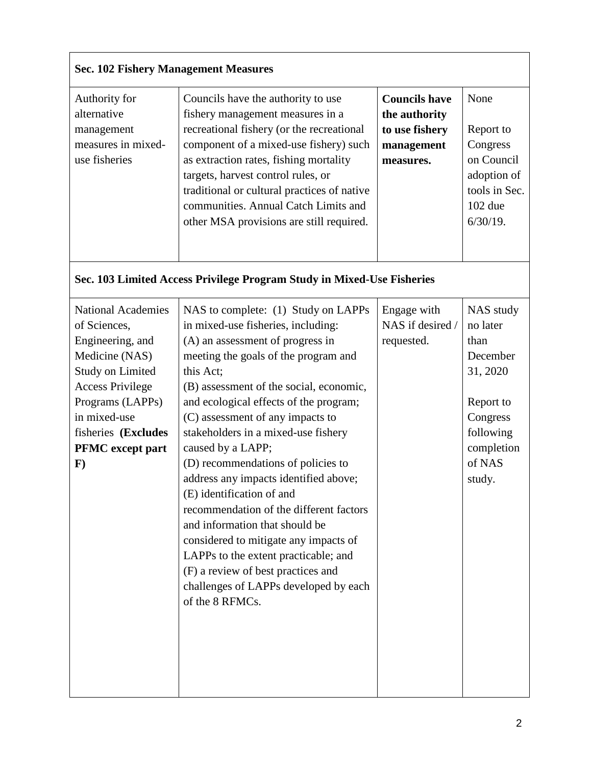| **Sec. 102 Fishery Management Measures** | | | |
|---|---|---|---|
| Authority for alternative management measures in mixed-use fisheries | Councils have the authority to use fishery management measures in a recreational fishery (or the recreational component of a mixed-use fishery) such as extraction rates, fishing mortality targets, harvest control rules, or traditional or cultural practices of native communities. Annual Catch Limits and other MSA provisions are still required. | **Councils have the authority to use fishery management measures.** | None<br><br>Report to Congress on Council adoption of tools in Sec. 102 due 6/30/19. |
| **Sec. 103 Limited Access Privilege Program Study in Mixed-Use Fisheries** | | | |
| National Academies of Sciences, Engineering, and Medicine (NAS) Study on Limited Access Privilege Programs (LAPPs) in mixed-use fisheries **(Excludes PFMC except part F)** | NAS to complete: (1) Study on LAPPs in mixed-use fisheries, including:<br>(A) an assessment of progress in meeting the goals of the program and this Act;<br>(B) assessment of the social, economic, and ecological effects of the program;<br>(C) assessment of any impacts to stakeholders in a mixed-use fishery caused by a LAPP;<br>(D) recommendations of policies to address any impacts identified above;<br>(E) identification of and recommendation of the different factors and information that should be considered to mitigate any impacts of LAPPs to the extent practicable; and<br>(F) a review of best practices and challenges of LAPPs developed by each of the 8 RFMCs. | Engage with NAS if desired / requested. | NAS study no later than December 31, 2020<br><br>Report to Congress following completion of NAS study. |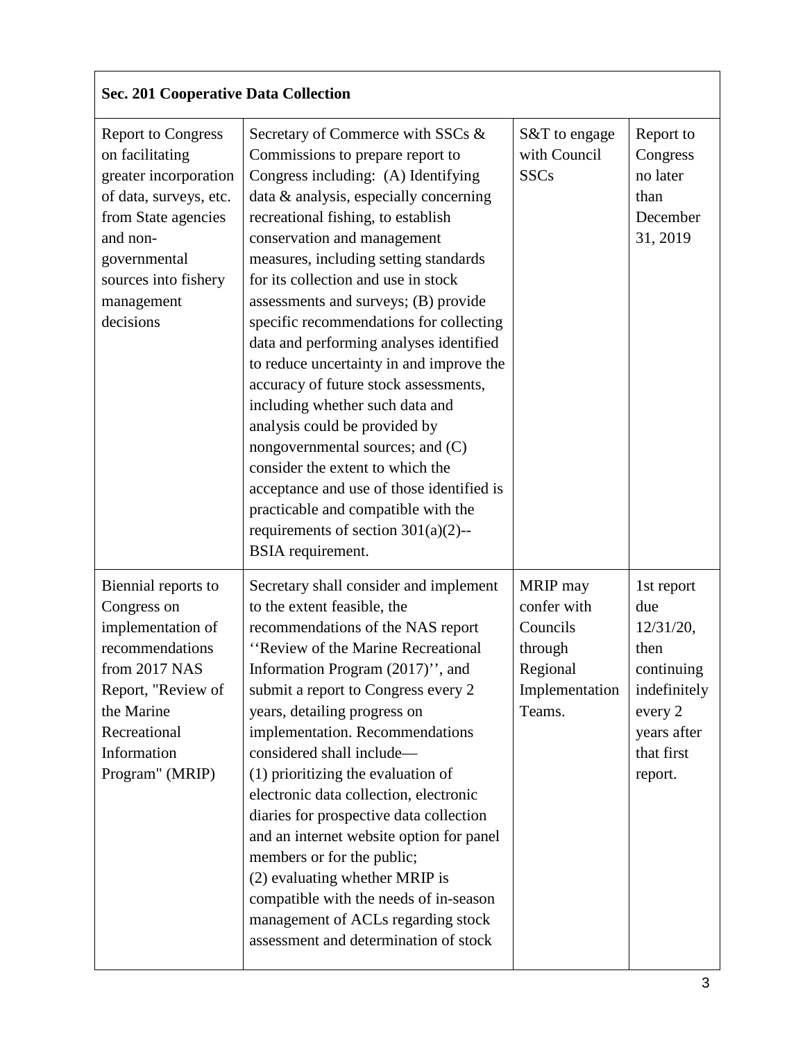| **Sec. 201 Cooperative Data Collection** | | | |
|---|---|---|---|
| Report to Congress on facilitating greater incorporation of data, surveys, etc. from State agencies and non-governmental sources into fishery management decisions | Secretary of Commerce with SSCs & Commissions to prepare report to Congress including: (A) Identifying data & analysis, especially concerning recreational fishing, to establish conservation and management measures, including setting standards for its collection and use in stock assessments and surveys; (B) provide specific recommendations for collecting data and performing analyses identified to reduce uncertainty in and improve the accuracy of future stock assessments, including whether such data and analysis could be provided by nongovernmental sources; and (C) consider the extent to which the acceptance and use of those identified is practicable and compatible with the requirements of section 301(a)(2)--BSIA requirement. | S&T to engage with Council SSCs | Report to Congress no later than December 31, 2019 |
| Biennial reports to Congress on implementation of recommendations from 2017 NAS Report, "Review of the Marine Recreational Information Program" (MRIP) | Secretary shall consider and implement to the extent feasible, the recommendations of the NAS report ''Review of the Marine Recreational Information Program (2017)'', and submit a report to Congress every 2 years, detailing progress on implementation. Recommendations considered shall include—<br>(1) prioritizing the evaluation of electronic data collection, electronic diaries for prospective data collection and an internet website option for panel members or for the public;<br>(2) evaluating whether MRIP is compatible with the needs of in-season management of ACLs regarding stock assessment and determination of stock | MRIP may confer with Councils through Regional Implementation Teams. | 1st report due 12/31/20, then continuing indefinitely every 2 years after that first report. |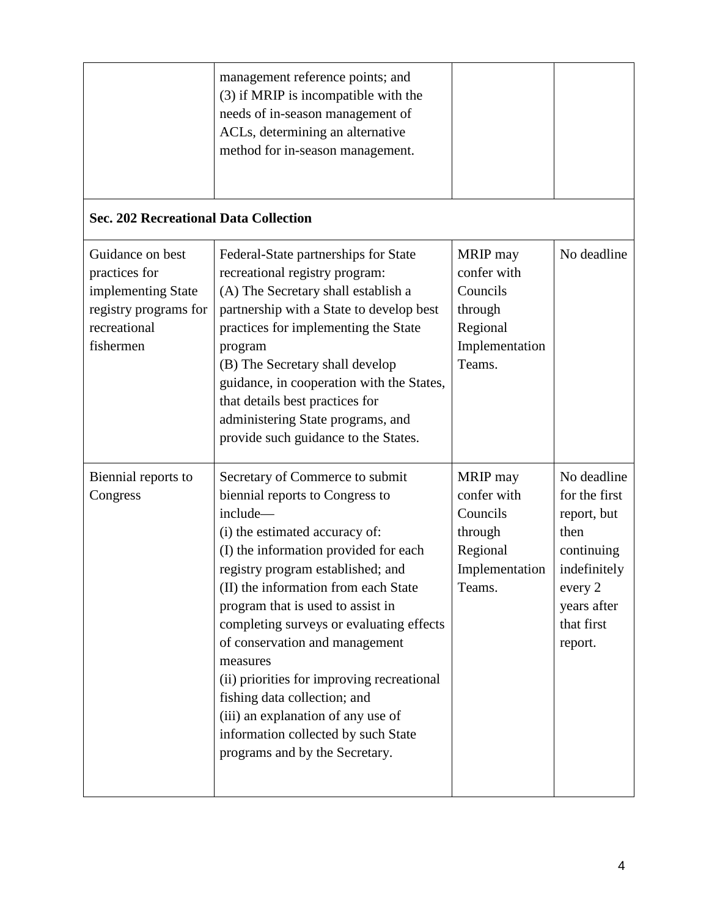| | | | |
|---|---|---|---|
| | management reference points; and<br>(3) if MRIP is incompatible with the needs of in-season management of ACLs, determining an alternative method for in-season management. | | |
| **Sec. 202 Recreational Data Collection** | | | |
| Guidance on best practices for implementing State registry programs for recreational fishermen | Federal-State partnerships for State recreational registry program:<br>(A) The Secretary shall establish a partnership with a State to develop best practices for implementing the State program<br>(B) The Secretary shall develop guidance, in cooperation with the States, that details best practices for administering State programs, and provide such guidance to the States. | MRIP may confer with Councils through Regional Implementation Teams. | No deadline |
| Biennial reports to Congress | Secretary of Commerce to submit biennial reports to Congress to include—<br>(i) the estimated accuracy of:<br>(I) the information provided for each registry program established; and<br>(II) the information from each State program that is used to assist in completing surveys or evaluating effects of conservation and management measures<br>(ii) priorities for improving recreational fishing data collection; and<br>(iii) an explanation of any use of information collected by such State programs and by the Secretary. | MRIP may confer with Councils through Regional Implementation Teams. | No deadline for the first report, but then continuing indefinitely every 2 years after that first report. |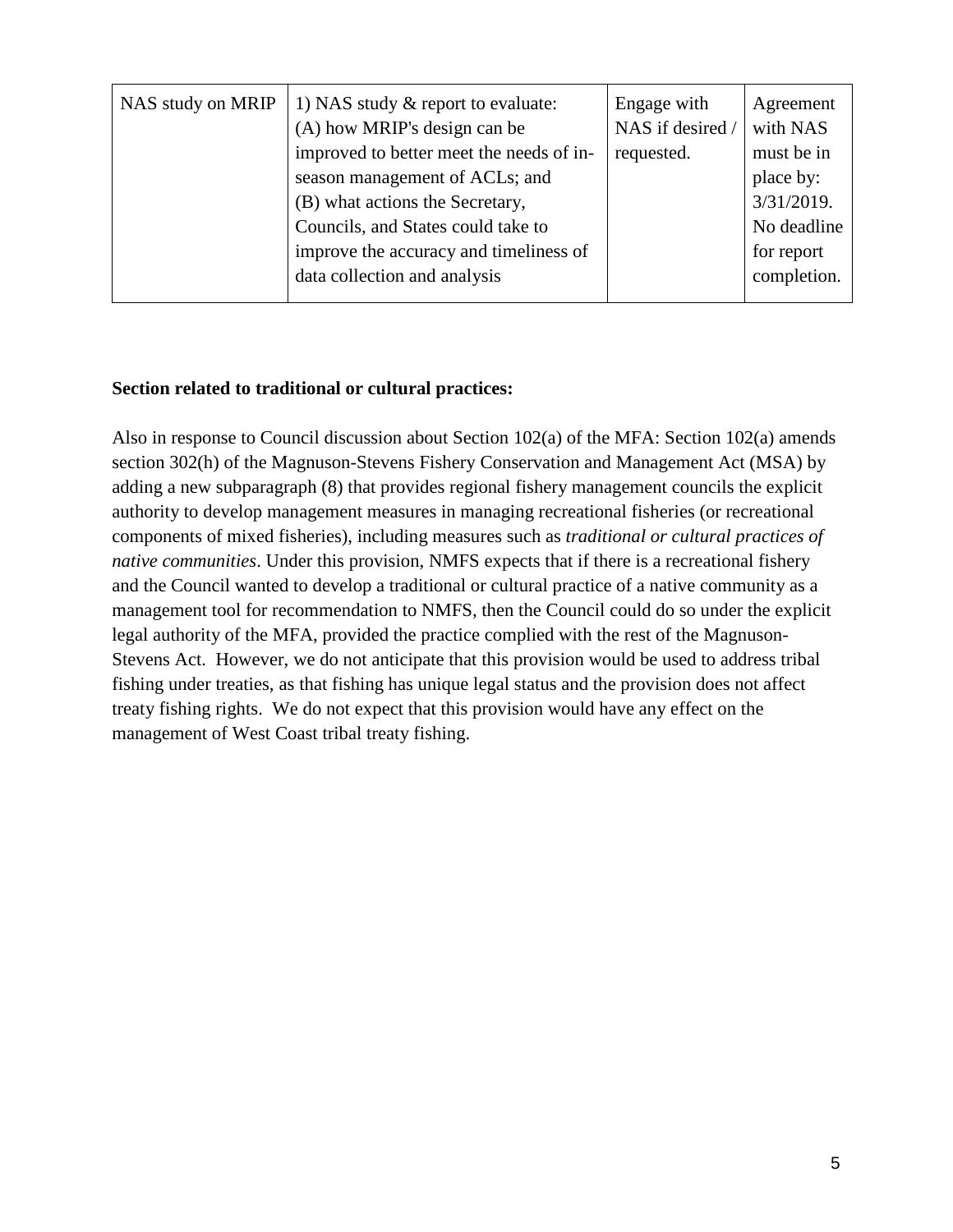| | | | |
|---|---|---|---|
| NAS study on MRIP | 1) NAS study & report to evaluate: (A) how MRIP's design can be improved to better meet the needs of in-season management of ACLs; and (B) what actions the Secretary, Councils, and States could take to improve the accuracy and timeliness of data collection and analysis | Engage with NAS if desired / requested. | Agreement with NAS must be in place by: 3/31/2019. No deadline for report completion. |

**Section related to traditional or cultural practices:**

Also in response to Council discussion about Section 102(a) of the MFA: Section 102(a) amends section 302(h) of the Magnuson-Stevens Fishery Conservation and Management Act (MSA) by adding a new subparagraph (8) that provides regional fishery management councils the explicit authority to develop management measures in managing recreational fisheries (or recreational components of mixed fisheries), including measures such as *traditional or cultural practices of native communities*. Under this provision, NMFS expects that if there is a recreational fishery and the Council wanted to develop a traditional or cultural practice of a native community as a management tool for recommendation to NMFS, then the Council could do so under the explicit legal authority of the MFA, provided the practice complied with the rest of the Magnuson-Stevens Act. However, we do not anticipate that this provision would be used to address tribal fishing under treaties, as that fishing has unique legal status and the provision does not affect treaty fishing rights. We do not expect that this provision would have any effect on the management of West Coast tribal treaty fishing.